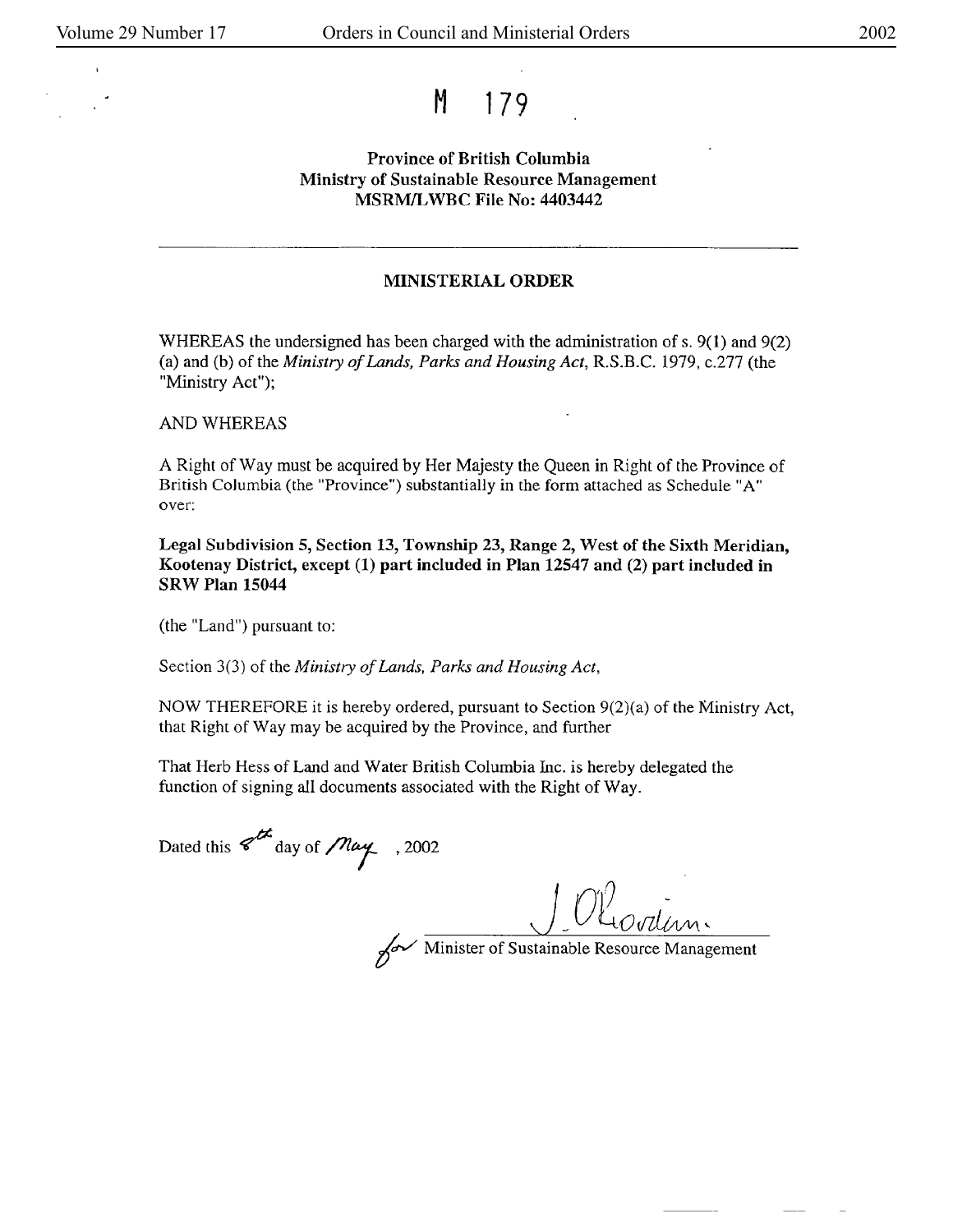# M 179

**Province of British Columbia**
**Ministry of Sustainable Resource Management**
**MSRM/LWBC File No: 4403442**

---

## MINISTERIAL ORDER

WHEREAS the undersigned has been charged with the administration of s. 9(1) and 9(2) (a) and (b) of the *Ministry of Lands, Parks and Housing Act*, R.S.B.C. 1979, c.277 (the "Ministry Act");

AND WHEREAS

A Right of Way must be acquired by Her Majesty the Queen in Right of the Province of British Columbia (the "Province") substantially in the form attached as Schedule "A" over:

**Legal Subdivision 5, Section 13, Township 23, Range 2, West of the Sixth Meridian, Kootenay District, except (1) part included in Plan 12547 and (2) part included in SRW Plan 15044**

(the "Land") pursuant to:

Section 3(3) of the *Ministry of Lands, Parks and Housing Act*,

NOW THEREFORE it is hereby ordered, pursuant to Section 9(2)(a) of the Ministry Act, that Right of Way may be acquired by the Province, and further

That Herb Hess of Land and Water British Columbia Inc. is hereby delegated the function of signing all documents associated with the Right of Way.

Dated this 8th day of May, 2002

J. O'Riordan
for Minister of Sustainable Resource Management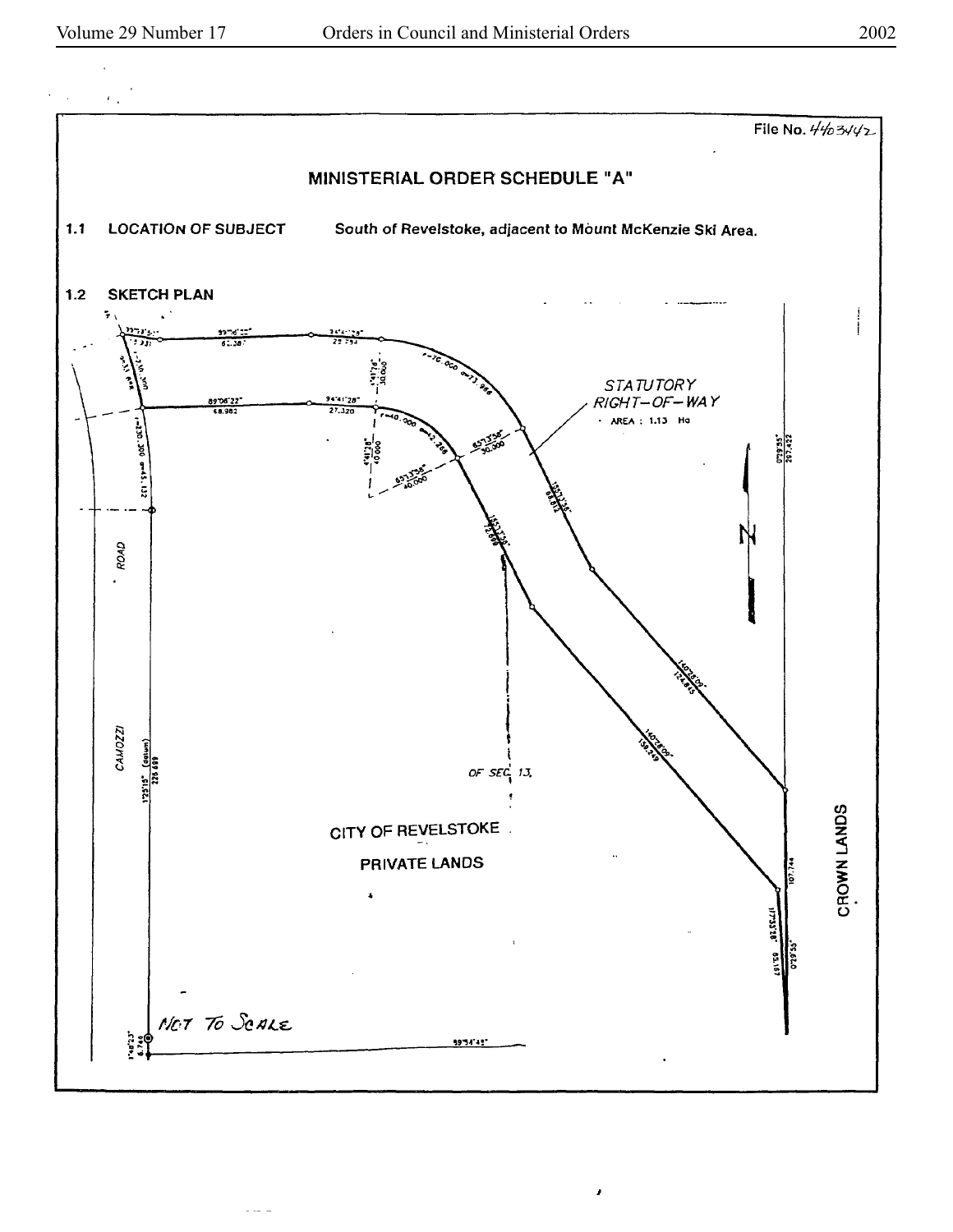File No. 4403442

## MINISTERIAL ORDER SCHEDULE "A"

**1.1 LOCATION OF SUBJECT** South of Revelstoke, adjacent to Mount McKenzie Ski Area.

**1.2 SKETCH PLAN**

STATUTORY RIGHT-OF-WAY

AREA : 1.13 Ha

CAMOZZI ROAD

OF SEC 13,

CITY OF REVELSTOKE

PRIVATE LANDS

CROWN LANDS

NOT TO SCALE